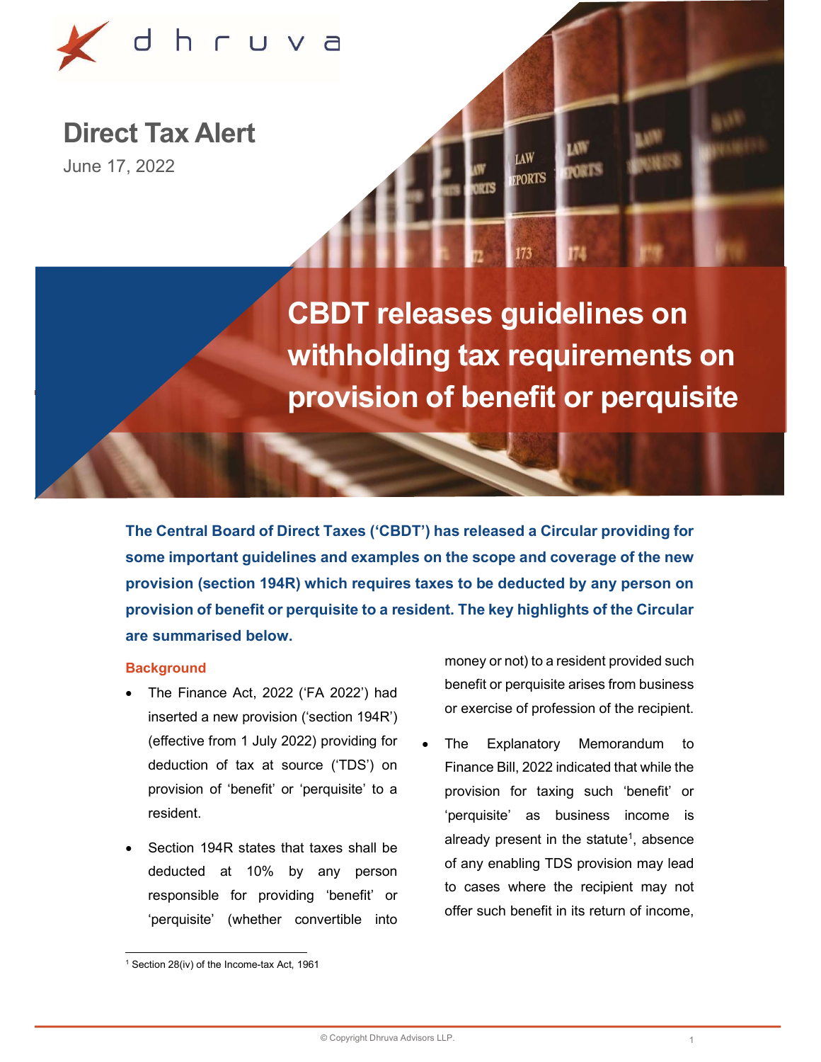dhruva

# Direct Tax Alert

June 17, 2022

# CBDT releases guidelines on withholding tax requirements on provision of benefit or perquisite

**The Central Board of Direct Taxes ('CBDT') has released a Circular providing for some important guidelines and examples on the scope and coverage of the new provision (section 194R) which requires taxes to be deducted by any person on provision of benefit or perquisite to a resident. The key highlights of the Circular are summarised below.**

## Background

- The Finance Act, 2022 ('FA 2022') had inserted a new provision ('section 194R') (effective from 1 July 2022) providing for deduction of tax at source ('TDS') on provision of 'benefit' or 'perquisite' to a resident.
- Section 194R states that taxes shall be deducted at 10% by any person responsible for providing 'benefit' or 'perquisite' (whether convertible into money or not) to a resident provided such benefit or perquisite arises from business or exercise of profession of the recipient.
- The Explanatory Memorandum to Finance Bill, 2022 indicated that while the provision for taxing such 'benefit' or 'perquisite' as business income is already present in the statute[1], absence of any enabling TDS provision may lead to cases where the recipient may not offer such benefit in its return of income,

[1] Section 28(iv) of the Income-tax Act, 1961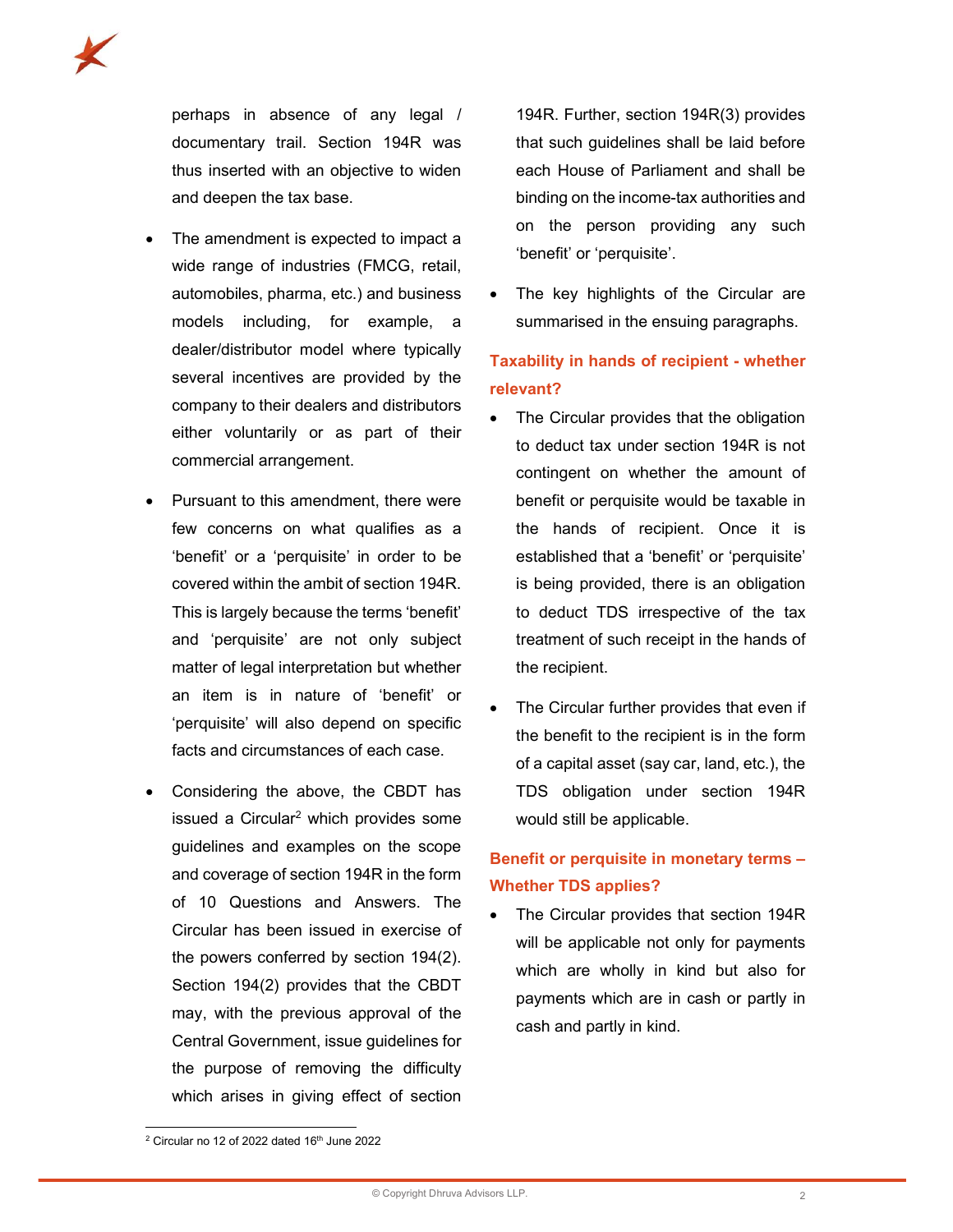perhaps in absence of any legal / documentary trail. Section 194R was thus inserted with an objective to widen and deepen the tax base.

- The amendment is expected to impact a wide range of industries (FMCG, retail, automobiles, pharma, etc.) and business models including, for example, a dealer/distributor model where typically several incentives are provided by the company to their dealers and distributors either voluntarily or as part of their commercial arrangement.
- Pursuant to this amendment, there were few concerns on what qualifies as a 'benefit' or a 'perquisite' in order to be covered within the ambit of section 194R. This is largely because the terms 'benefit' and 'perquisite' are not only subject matter of legal interpretation but whether an item is in nature of 'benefit' or 'perquisite' will also depend on specific facts and circumstances of each case.
- Considering the above, the CBDT has issued a Circular[2] which provides some guidelines and examples on the scope and coverage of section 194R in the form of 10 Questions and Answers. The Circular has been issued in exercise of the powers conferred by section 194(2). Section 194(2) provides that the CBDT may, with the previous approval of the Central Government, issue guidelines for the purpose of removing the difficulty which arises in giving effect of section 194R. Further, section 194R(3) provides that such guidelines shall be laid before each House of Parliament and shall be binding on the income-tax authorities and on the person providing any such 'benefit' or 'perquisite'.
- The key highlights of the Circular are summarised in the ensuing paragraphs.

### Taxability in hands of recipient - whether relevant?

- The Circular provides that the obligation to deduct tax under section 194R is not contingent on whether the amount of benefit or perquisite would be taxable in the hands of recipient. Once it is established that a 'benefit' or 'perquisite' is being provided, there is an obligation to deduct TDS irrespective of the tax treatment of such receipt in the hands of the recipient.
- The Circular further provides that even if the benefit to the recipient is in the form of a capital asset (say car, land, etc.), the TDS obligation under section 194R would still be applicable.

### Benefit or perquisite in monetary terms – Whether TDS applies?

- The Circular provides that section 194R will be applicable not only for payments which are wholly in kind but also for payments which are in cash or partly in cash and partly in kind.

[2] Circular no 12 of 2022 dated 16th June 2022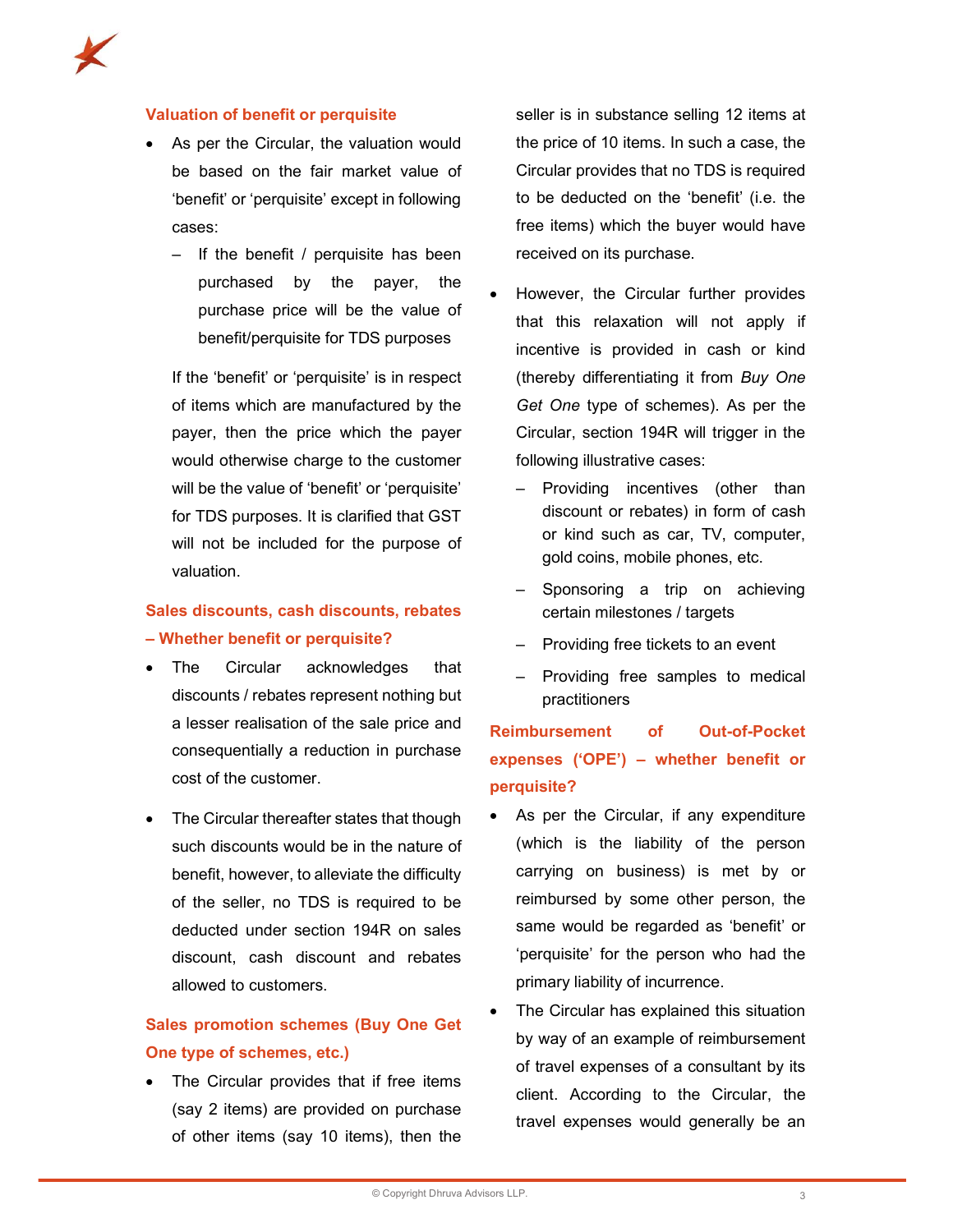### Valuation of benefit or perquisite

- As per the Circular, the valuation would be based on the fair market value of 'benefit' or 'perquisite' except in following cases:
  - If the benefit / perquisite has been purchased by the payer, the purchase price will be the value of benefit/perquisite for TDS purposes

  If the 'benefit' or 'perquisite' is in respect of items which are manufactured by the payer, then the price which the payer would otherwise charge to the customer will be the value of 'benefit' or 'perquisite' for TDS purposes. It is clarified that GST will not be included for the purpose of valuation.

### Sales discounts, cash discounts, rebates – Whether benefit or perquisite?

- The Circular acknowledges that discounts / rebates represent nothing but a lesser realisation of the sale price and consequentially a reduction in purchase cost of the customer.
- The Circular thereafter states that though such discounts would be in the nature of benefit, however, to alleviate the difficulty of the seller, no TDS is required to be deducted under section 194R on sales discount, cash discount and rebates allowed to customers.

### Sales promotion schemes (Buy One Get One type of schemes, etc.)

- The Circular provides that if free items (say 2 items) are provided on purchase of other items (say 10 items), then the seller is in substance selling 12 items at the price of 10 items. In such a case, the Circular provides that no TDS is required to be deducted on the 'benefit' (i.e. the free items) which the buyer would have received on its purchase.
- However, the Circular further provides that this relaxation will not apply if incentive is provided in cash or kind (thereby differentiating it from *Buy One Get One* type of schemes). As per the Circular, section 194R will trigger in the following illustrative cases:
  - Providing incentives (other than discount or rebates) in form of cash or kind such as car, TV, computer, gold coins, mobile phones, etc.
  - Sponsoring a trip on achieving certain milestones / targets
  - Providing free tickets to an event
  - Providing free samples to medical practitioners

### Reimbursement of Out-of-Pocket expenses ('OPE') – whether benefit or perquisite?

- As per the Circular, if any expenditure (which is the liability of the person carrying on business) is met by or reimbursed by some other person, the same would be regarded as 'benefit' or 'perquisite' for the person who had the primary liability of incurrence.
- The Circular has explained this situation by way of an example of reimbursement of travel expenses of a consultant by its client. According to the Circular, the travel expenses would generally be an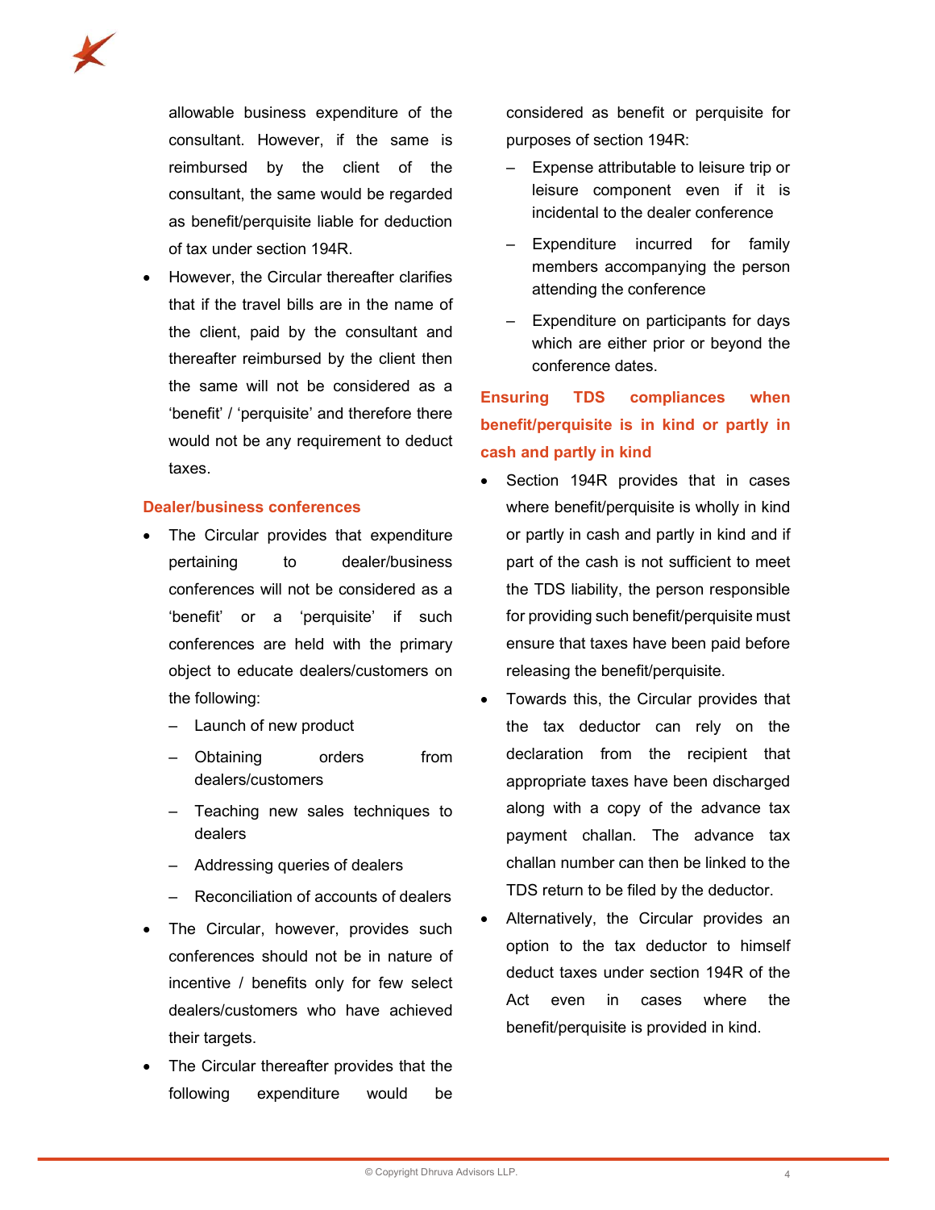allowable business expenditure of the consultant. However, if the same is reimbursed by the client of the consultant, the same would be regarded as benefit/perquisite liable for deduction of tax under section 194R.

- However, the Circular thereafter clarifies that if the travel bills are in the name of the client, paid by the consultant and thereafter reimbursed by the client then the same will not be considered as a 'benefit' / 'perquisite' and therefore there would not be any requirement to deduct taxes.

### Dealer/business conferences

- The Circular provides that expenditure pertaining to dealer/business conferences will not be considered as a 'benefit' or a 'perquisite' if such conferences are held with the primary object to educate dealers/customers on the following:
  - Launch of new product
  - Obtaining orders from dealers/customers
  - Teaching new sales techniques to dealers
  - Addressing queries of dealers
  - Reconciliation of accounts of dealers
- The Circular, however, provides such conferences should not be in nature of incentive / benefits only for few select dealers/customers who have achieved their targets.
- The Circular thereafter provides that the following expenditure would be considered as benefit or perquisite for purposes of section 194R:
  - Expense attributable to leisure trip or leisure component even if it is incidental to the dealer conference
  - Expenditure incurred for family members accompanying the person attending the conference
  - Expenditure on participants for days which are either prior or beyond the conference dates.

### Ensuring TDS compliances when benefit/perquisite is in kind or partly in cash and partly in kind

- Section 194R provides that in cases where benefit/perquisite is wholly in kind or partly in cash and partly in kind and if part of the cash is not sufficient to meet the TDS liability, the person responsible for providing such benefit/perquisite must ensure that taxes have been paid before releasing the benefit/perquisite.
- Towards this, the Circular provides that the tax deductor can rely on the declaration from the recipient that appropriate taxes have been discharged along with a copy of the advance tax payment challan. The advance tax challan number can then be linked to the TDS return to be filed by the deductor.
- Alternatively, the Circular provides an option to the tax deductor to himself deduct taxes under section 194R of the Act even in cases where the benefit/perquisite is provided in kind.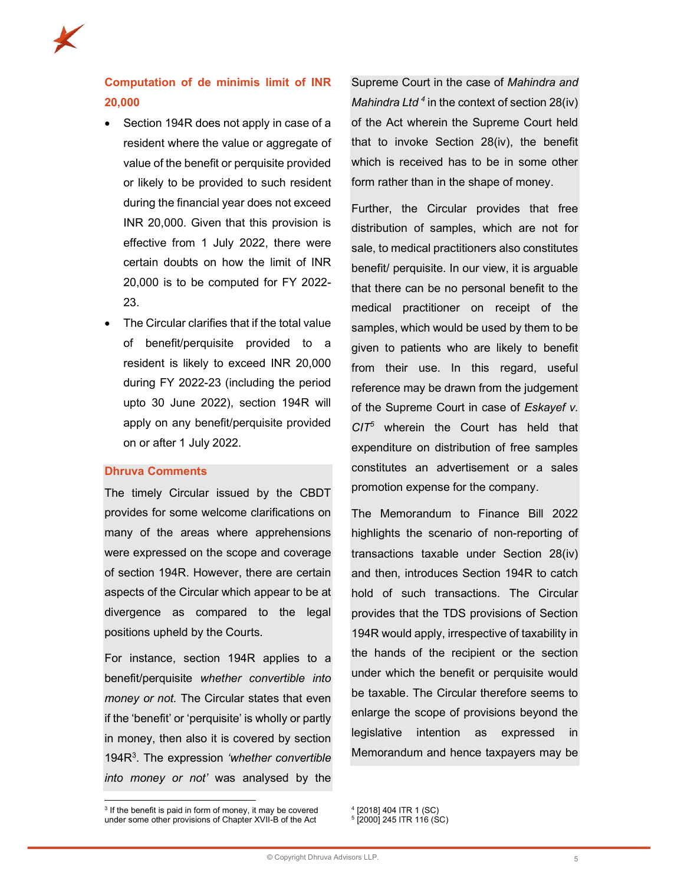### Computation of de minimis limit of INR 20,000

- Section 194R does not apply in case of a resident where the value or aggregate of value of the benefit or perquisite provided or likely to be provided to such resident during the financial year does not exceed INR 20,000. Given that this provision is effective from 1 July 2022, there were certain doubts on how the limit of INR 20,000 is to be computed for FY 2022-23.
- The Circular clarifies that if the total value of benefit/perquisite provided to a resident is likely to exceed INR 20,000 during FY 2022-23 (including the period upto 30 June 2022), section 194R will apply on any benefit/perquisite provided on or after 1 July 2022.

#### Dhruva Comments

The timely Circular issued by the CBDT provides for some welcome clarifications on many of the areas where apprehensions were expressed on the scope and coverage of section 194R. However, there are certain aspects of the Circular which appear to be at divergence as compared to the legal positions upheld by the Courts.

For instance, section 194R applies to a benefit/perquisite *whether convertible into money or not.* The Circular states that even if the 'benefit' or 'perquisite' is wholly or partly in money, then also it is covered by section 194R[3]. The expression *'whether convertible into money or not'* was analysed by the Supreme Court in the case of *Mahindra and Mahindra Ltd* [4] in the context of section 28(iv) of the Act wherein the Supreme Court held that to invoke Section 28(iv), the benefit which is received has to be in some other form rather than in the shape of money.

Further, the Circular provides that free distribution of samples, which are not for sale, to medical practitioners also constitutes benefit/ perquisite. In our view, it is arguable that there can be no personal benefit to the medical practitioner on receipt of the samples, which would be used by them to be given to patients who are likely to benefit from their use. In this regard, useful reference may be drawn from the judgement of the Supreme Court in case of *Eskayef v. CIT*[5] wherein the Court has held that expenditure on distribution of free samples constitutes an advertisement or a sales promotion expense for the company.

The Memorandum to Finance Bill 2022 highlights the scenario of non-reporting of transactions taxable under Section 28(iv) and then, introduces Section 194R to catch hold of such transactions. The Circular provides that the TDS provisions of Section 194R would apply, irrespective of taxability in the hands of the recipient or the section under which the benefit or perquisite would be taxable. The Circular therefore seems to enlarge the scope of provisions beyond the legislative intention as expressed in Memorandum and hence taxpayers may be

---

[3] If the benefit is paid in form of money, it may be covered under some other provisions of Chapter XVII-B of the Act

[4] [2018] 404 ITR 1 (SC)

[5] [2000] 245 ITR 116 (SC)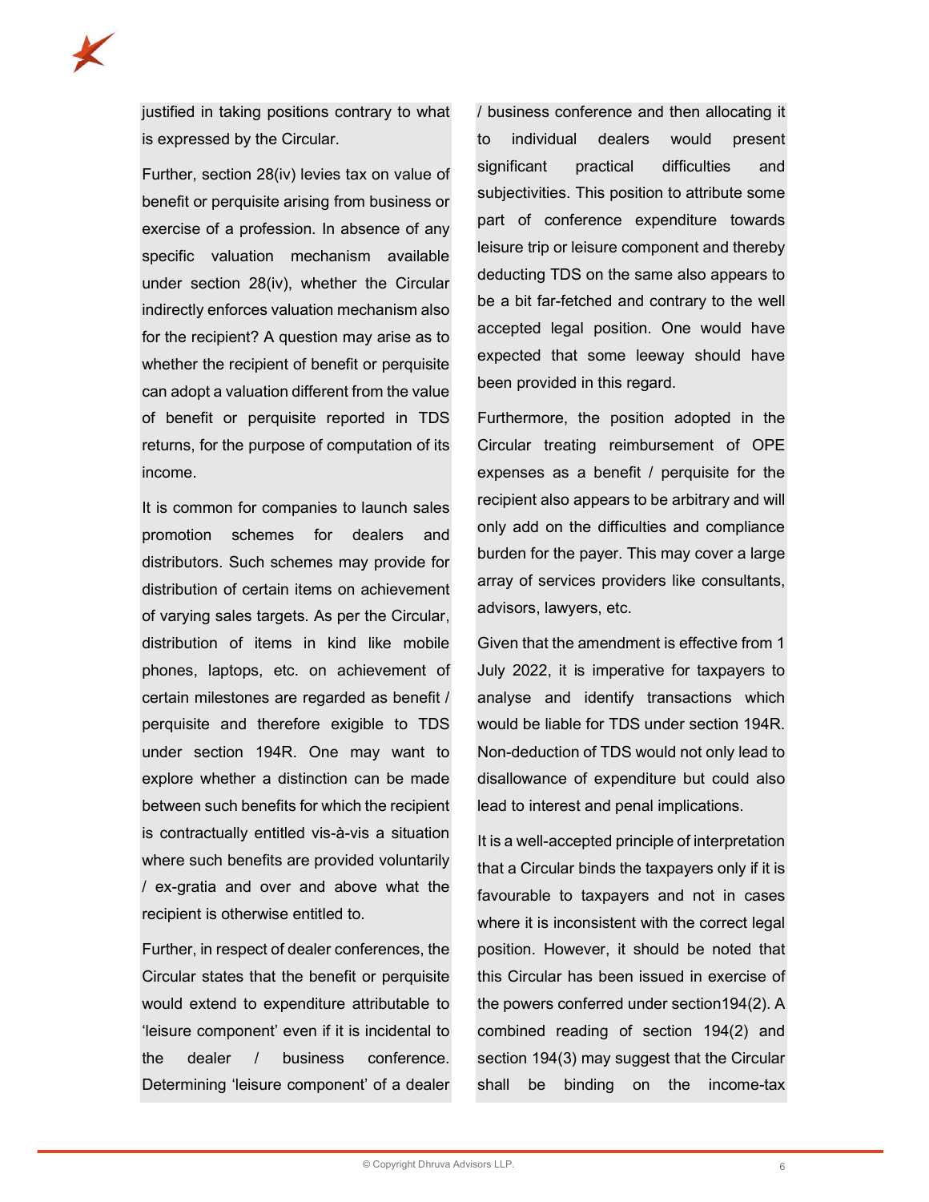justified in taking positions contrary to what is expressed by the Circular.

Further, section 28(iv) levies tax on value of benefit or perquisite arising from business or exercise of a profession. In absence of any specific valuation mechanism available under section 28(iv), whether the Circular indirectly enforces valuation mechanism also for the recipient? A question may arise as to whether the recipient of benefit or perquisite can adopt a valuation different from the value of benefit or perquisite reported in TDS returns, for the purpose of computation of its income.

It is common for companies to launch sales promotion schemes for dealers and distributors. Such schemes may provide for distribution of certain items on achievement of varying sales targets. As per the Circular, distribution of items in kind like mobile phones, laptops, etc. on achievement of certain milestones are regarded as benefit / perquisite and therefore exigible to TDS under section 194R. One may want to explore whether a distinction can be made between such benefits for which the recipient is contractually entitled vis-à-vis a situation where such benefits are provided voluntarily / ex-gratia and over and above what the recipient is otherwise entitled to.

Further, in respect of dealer conferences, the Circular states that the benefit or perquisite would extend to expenditure attributable to 'leisure component' even if it is incidental to the dealer / business conference. Determining 'leisure component' of a dealer / business conference and then allocating it to individual dealers would present significant practical difficulties and subjectivities. This position to attribute some part of conference expenditure towards leisure trip or leisure component and thereby deducting TDS on the same also appears to be a bit far-fetched and contrary to the well accepted legal position. One would have expected that some leeway should have been provided in this regard.

Furthermore, the position adopted in the Circular treating reimbursement of OPE expenses as a benefit / perquisite for the recipient also appears to be arbitrary and will only add on the difficulties and compliance burden for the payer. This may cover a large array of services providers like consultants, advisors, lawyers, etc.

Given that the amendment is effective from 1 July 2022, it is imperative for taxpayers to analyse and identify transactions which would be liable for TDS under section 194R. Non-deduction of TDS would not only lead to disallowance of expenditure but could also lead to interest and penal implications.

It is a well-accepted principle of interpretation that a Circular binds the taxpayers only if it is favourable to taxpayers and not in cases where it is inconsistent with the correct legal position. However, it should be noted that this Circular has been issued in exercise of the powers conferred under section194(2). A combined reading of section 194(2) and section 194(3) may suggest that the Circular shall be binding on the income-tax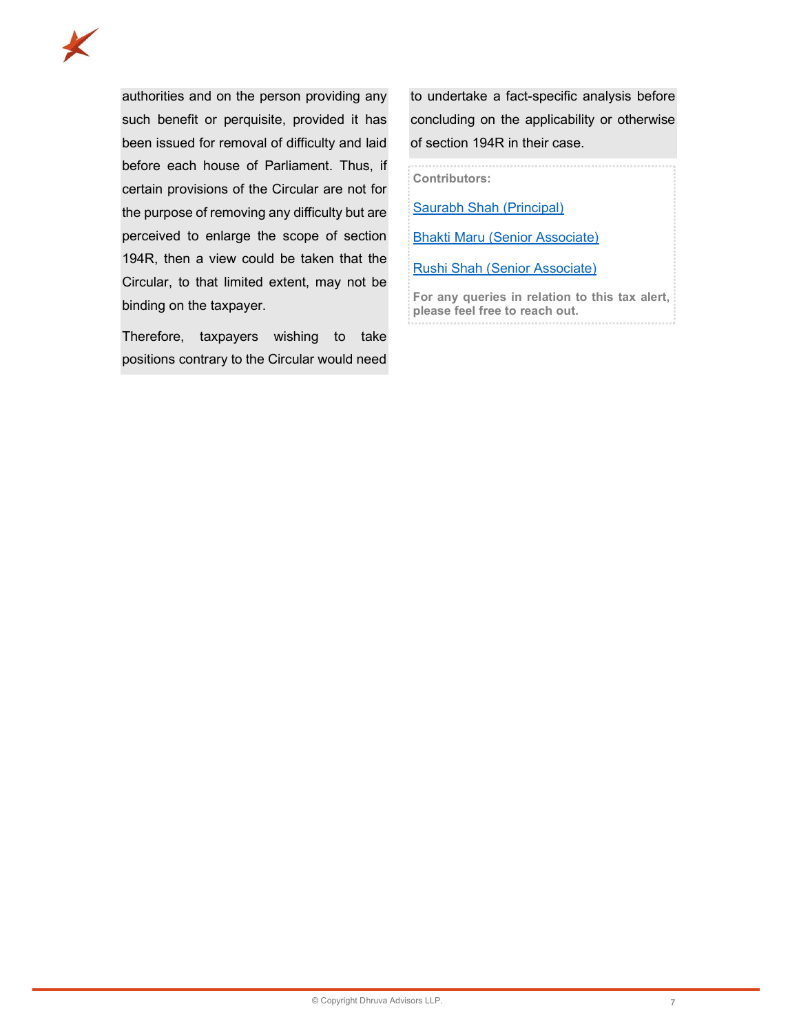authorities and on the person providing any such benefit or perquisite, provided it has been issued for removal of difficulty and laid before each house of Parliament. Thus, if certain provisions of the Circular are not for the purpose of removing any difficulty but are perceived to enlarge the scope of section 194R, then a view could be taken that the Circular, to that limited extent, may not be binding on the taxpayer.

Therefore, taxpayers wishing to take positions contrary to the Circular would need to undertake a fact-specific analysis before concluding on the applicability or otherwise of section 194R in their case.

**Contributors:**

Saurabh Shah (Principal)

Bhakti Maru (Senior Associate)

Rushi Shah (Senior Associate)

**For any queries in relation to this tax alert, please feel free to reach out.**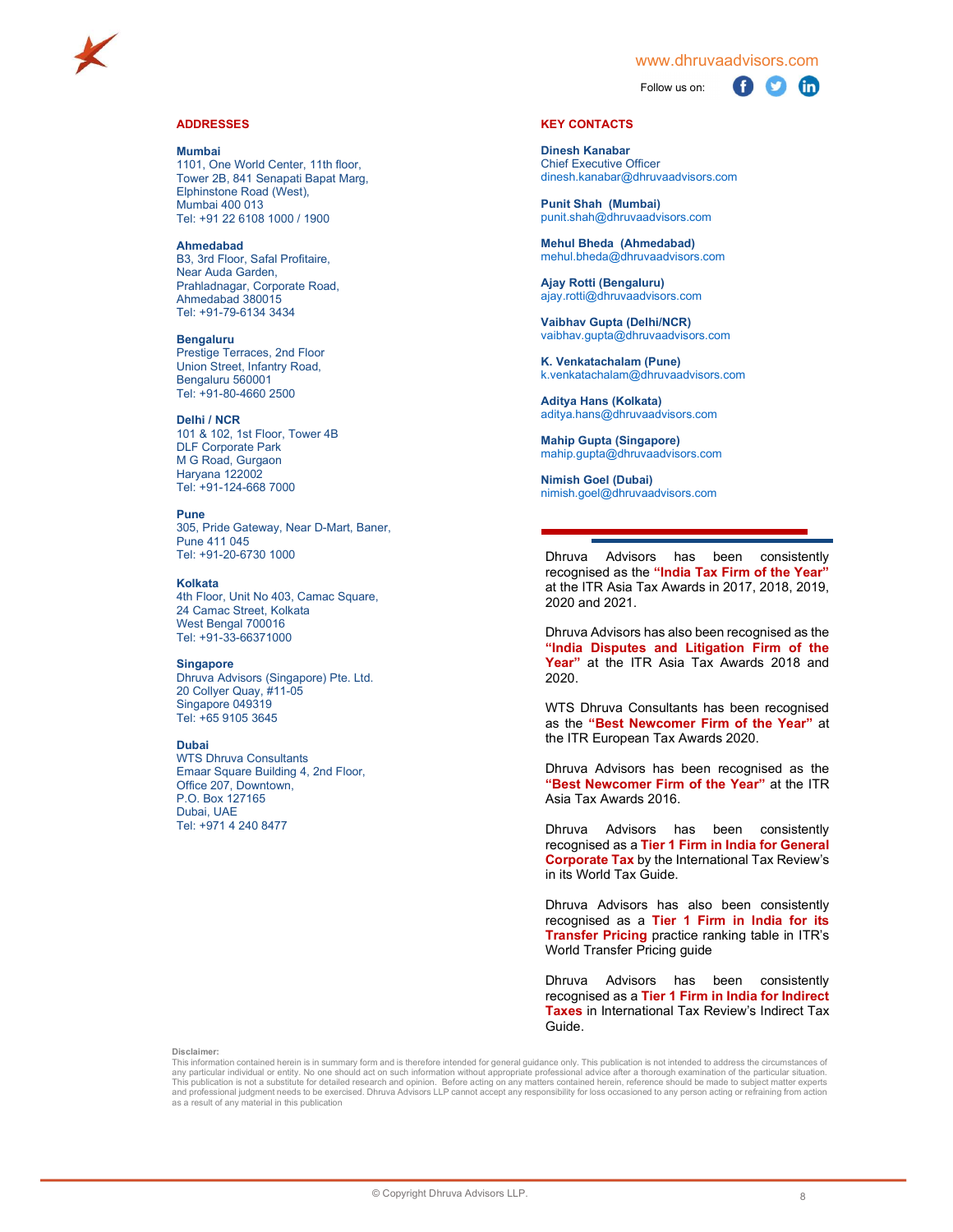www.dhruvaadvisors.com

Follow us on:

## ADDRESSES

**Mumbai**
1101, One World Center, 11th floor,
Tower 2B, 841 Senapati Bapat Marg,
Elphinstone Road (West),
Mumbai 400 013
Tel: +91 22 6108 1000 / 1900

**Ahmedabad**
B3, 3rd Floor, Safal Profitaire,
Near Auda Garden,
Prahladnagar, Corporate Road,
Ahmedabad 380015
Tel: +91-79-6134 3434

**Bengaluru**
Prestige Terraces, 2nd Floor
Union Street, Infantry Road,
Bengaluru 560001
Tel: +91-80-4660 2500

**Delhi / NCR**
101 & 102, 1st Floor, Tower 4B
DLF Corporate Park
M G Road, Gurgaon
Haryana 122002
Tel: +91-124-668 7000

**Pune**
305, Pride Gateway, Near D-Mart, Baner,
Pune 411 045
Tel: +91-20-6730 1000

**Kolkata**
4th Floor, Unit No 403, Camac Square,
24 Camac Street, Kolkata
West Bengal 700016
Tel: +91-33-66371000

**Singapore**
Dhruva Advisors (Singapore) Pte. Ltd.
20 Collyer Quay, #11-05
Singapore 049319
Tel: +65 9105 3645

**Dubai**
WTS Dhruva Consultants
Emaar Square Building 4, 2nd Floor,
Office 207, Downtown,
P.O. Box 127165
Dubai, UAE
Tel: +971 4 240 8477

## KEY CONTACTS

**Dinesh Kanabar**
Chief Executive Officer
dinesh.kanabar@dhruvaadvisors.com

**Punit Shah (Mumbai)**
punit.shah@dhruvaadvisors.com

**Mehul Bheda (Ahmedabad)**
mehul.bheda@dhruvaadvisors.com

**Ajay Rotti (Bengaluru)**
ajay.rotti@dhruvaadvisors.com

**Vaibhav Gupta (Delhi/NCR)**
vaibhav.gupta@dhruvaadvisors.com

**K. Venkatachalam (Pune)**
k.venkatachalam@dhruvaadvisors.com

**Aditya Hans (Kolkata)**
aditya.hans@dhruvaadvisors.com

**Mahip Gupta (Singapore)**
mahip.gupta@dhruvaadvisors.com

**Nimish Goel (Dubai)**
nimish.goel@dhruvaadvisors.com

Dhruva Advisors has been consistently recognised as the **"India Tax Firm of the Year"** at the ITR Asia Tax Awards in 2017, 2018, 2019, 2020 and 2021.

Dhruva Advisors has also been recognised as the **"India Disputes and Litigation Firm of the Year"** at the ITR Asia Tax Awards 2018 and 2020.

WTS Dhruva Consultants has been recognised as the **"Best Newcomer Firm of the Year"** at the ITR European Tax Awards 2020.

Dhruva Advisors has been recognised as the **"Best Newcomer Firm of the Year"** at the ITR Asia Tax Awards 2016.

Dhruva Advisors has been consistently recognised as a **Tier 1 Firm in India for General Corporate Tax** by the International Tax Review's in its World Tax Guide.

Dhruva Advisors has also been consistently recognised as a **Tier 1 Firm in India for its Transfer Pricing** practice ranking table in ITR's World Transfer Pricing guide

Dhruva Advisors has been consistently recognised as a **Tier 1 Firm in India for Indirect Taxes** in International Tax Review's Indirect Tax Guide.

**Disclaimer:**
This information contained herein is in summary form and is therefore intended for general guidance only. This publication is not intended to address the circumstances of any particular individual or entity. No one should act on such information without appropriate professional advice after a thorough examination of the particular situation. This publication is not a substitute for detailed research and opinion. Before acting on any matters contained herein, reference should be made to subject matter experts and professional judgment needs to be exercised. Dhruva Advisors LLP cannot accept any responsibility for loss occasioned to any person acting or refraining from action as a result of any material in this publication

© Copyright Dhruva Advisors LLP.